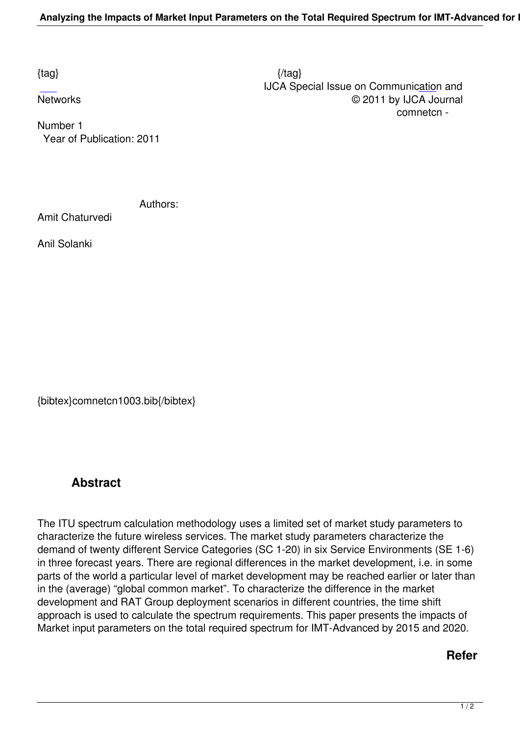{tag} {/tag}

IJCA Special Issue on Communication and Networks

© 2011 by IJCA Journal

comnetcn -

Number 1

Year of Publication: 2011

Authors:

Amit Chaturvedi

Anil Solanki

{bibtex}comnetcn1003.bib{/bibtex}

## Abstract

The ITU spectrum calculation methodology uses a limited set of market study parameters to characterize the future wireless services. The market study parameters characterize the demand of twenty different Service Categories (SC 1-20) in six Service Environments (SE 1-6) in three forecast years. There are regional differences in the market development, i.e. in some parts of the world a particular level of market development may be reached earlier or later than in the (average) “global common market”. To characterize the difference in the market development and RAT Group deployment scenarios in different countries, the time shift approach is used to calculate the spectrum requirements. This paper presents the impacts of Market input parameters on the total required spectrum for IMT-Advanced by 2015 and 2020.

Refer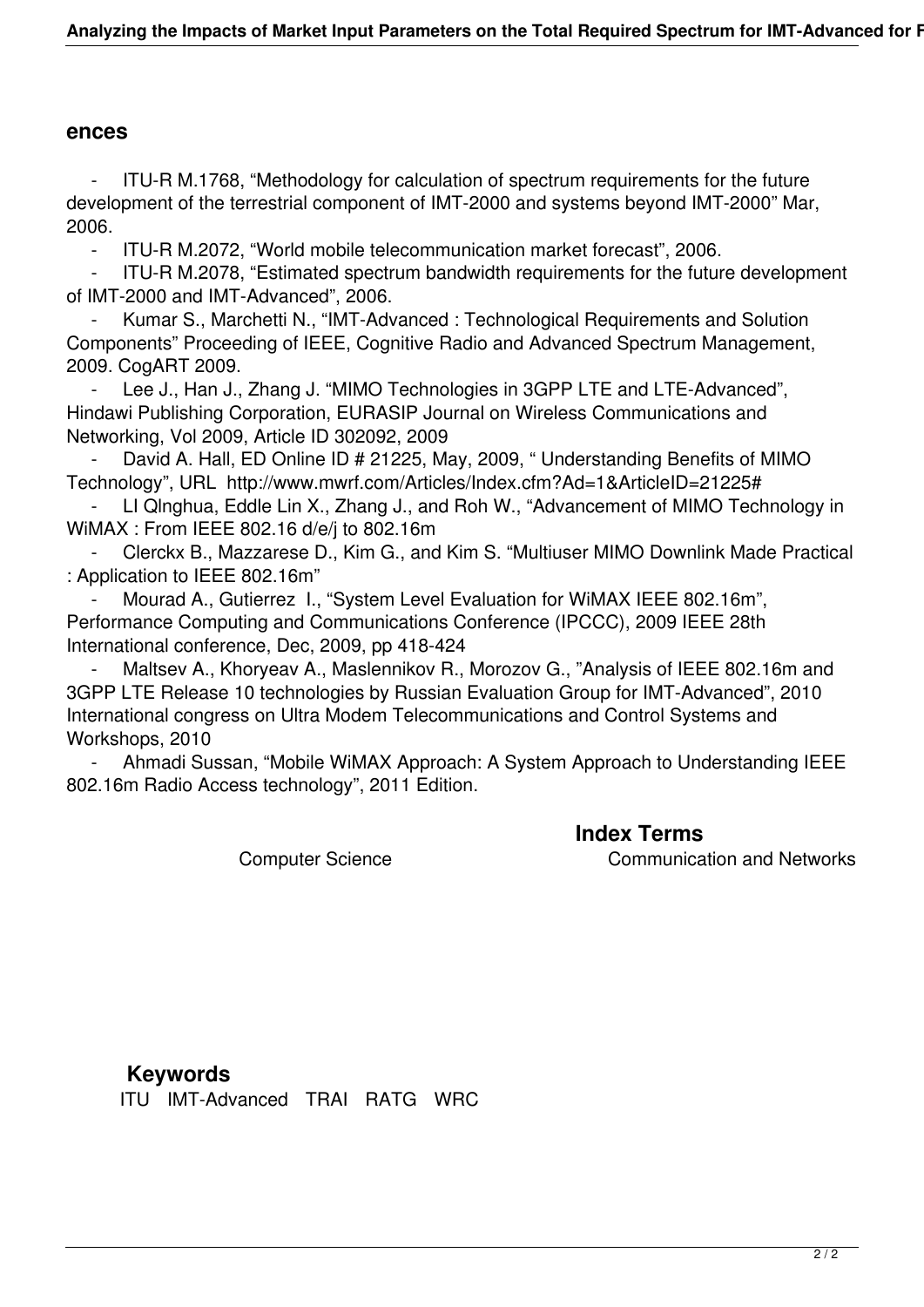## ences

- ITU-R M.1768, “Methodology for calculation of spectrum requirements for the future development of the terrestrial component of IMT-2000 and systems beyond IMT-2000” Mar, 2006.
- ITU-R M.2072, “World mobile telecommunication market forecast”, 2006.
- ITU-R M.2078, “Estimated spectrum bandwidth requirements for the future development of IMT-2000 and IMT-Advanced”, 2006.
- Kumar S., Marchetti N., “IMT-Advanced : Technological Requirements and Solution Components” Proceeding of IEEE, Cognitive Radio and Advanced Spectrum Management, 2009. CogART 2009.
- Lee J., Han J., Zhang J. “MIMO Technologies in 3GPP LTE and LTE-Advanced”, Hindawi Publishing Corporation, EURASIP Journal on Wireless Communications and Networking, Vol 2009, Article ID 302092, 2009
- David A. Hall, ED Online ID # 21225, May, 2009, “ Understanding Benefits of MIMO Technology”, URL http://www.mwrf.com/Articles/Index.cfm?Ad=1&ArticleID=21225#
- LI Qlnghua, Eddle Lin X., Zhang J., and Roh W., “Advancement of MIMO Technology in WiMAX : From IEEE 802.16 d/e/j to 802.16m
- Clerckx B., Mazzarese D., Kim G., and Kim S. “Multiuser MIMO Downlink Made Practical : Application to IEEE 802.16m”
- Mourad A., Gutierrez I., “System Level Evaluation for WiMAX IEEE 802.16m”, Performance Computing and Communications Conference (IPCCC), 2009 IEEE 28th International conference, Dec, 2009, pp 418-424
- Maltsev A., Khoryeav A., Maslennikov R., Morozov G., ”Analysis of IEEE 802.16m and 3GPP LTE Release 10 technologies by Russian Evaluation Group for IMT-Advanced”, 2010 International congress on Ultra Modem Telecommunications and Control Systems and Workshops, 2010
- Ahmadi Sussan, “Mobile WiMAX Approach: A System Approach to Understanding IEEE 802.16m Radio Access technology”, 2011 Edition.

### Index Terms

Computer Science    Communication and Networks

### Keywords

ITU IMT-Advanced TRAI RATG WRC